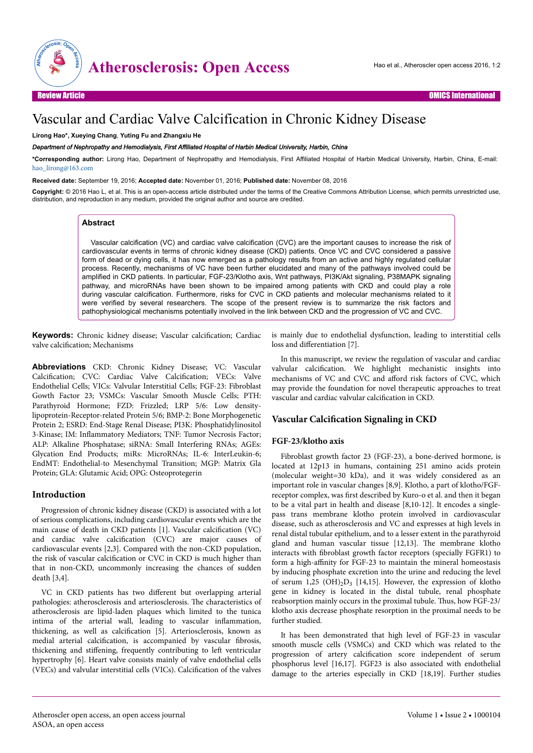Review Article

# Vascular and Cardiac Valve Calcification in Chronic Kidney Disease

**Lirong Hao\*, Xueying Chang, Yuting Fu and Zhangxiu He**

*Department of Nephropathy and Hemodialysis, First Affiliated Hospital of Harbin Medical University, Harbin, China*

**\*Corresponding author:** Lirong Hao, Department of Nephropathy and Hemodialysis, First Affiliated Hospital of Harbin Medical University, Harbin, China, E-mail: hao_lirong@163.com

**Received date:** September 19, 2016; **Accepted date:** November 01, 2016; **Published date:** November 08, 2016

**Copyright:** © 2016 Hao L, et al. This is an open-access article distributed under the terms of the Creative Commons Attribution License, which permits unrestricted use, distribution, and reproduction in any medium, provided the original author and source are credited.

## Abstract

Vascular calcification (VC) and cardiac valve calcification (CVC) are the important causes to increase the risk of cardiovascular events in terms of chronic kidney disease (CKD) patients. Once VC and CVC considered a passive form of dead or dying cells, it has now emerged as a pathology results from an active and highly regulated cellular process. Recently, mechanisms of VC have been further elucidated and many of the pathways involved could be amplified in CKD patients. In particular, FGF-23/Klotho axis, Wnt pathways, PI3K/Akt signaling, P38MAPK signaling pathway, and microRNAs have been shown to be impaired among patients with CKD and could play a role during vascular calcification. Furthermore, risks for CVC in CKD patients and molecular mechanisms related to it were verified by several researchers. The scope of the present review is to summarize the risk factors and pathophysiological mechanisms potentially involved in the link between CKD and the progression of VC and CVC.

**Keywords:** Chronic kidney disease; Vascular calcification; Cardiac valve calcification; Mechanisms

**Abbreviations** CKD: Chronic Kidney Disease; VC: Vascular Calcification; CVC: Cardiac Valve Calcification; VECs: Valve Endothelial Cells; VICs: Valvular Interstitial Cells; FGF-23: Fibroblast Growth Factor 23; VSMCs: Vascular Smooth Muscle Cells; PTH: Parathyroid Hormone; FZD: Frizzled; LRP 5/6: Low density-lipoprotein-Receptor-related Protein 5/6; BMP-2: Bone Morphogenetic Protein 2; ESRD: End-Stage Renal Disease; PI3K: Phosphatidylinositol 3-Kinase; IM: Inflammatory Mediators; TNF: Tumor Necrosis Factor; ALP: Alkaline Phosphatase; siRNA: Small Interfering RNAs; AGEs: Glycation End Products; miRs: MicroRNAs; IL-6: InterLeukin-6; EndMT: Endothelial-to Mesenchymal Transition; MGP: Matrix Gla Protein; GLA: Glutamic Acid; OPG: Osteoprotegerin

## Introduction

Progression of chronic kidney disease (CKD) is associated with a lot of serious complications, including cardiovascular events which are the main cause of death in CKD patients [1]. Vascular calcification (VC) and cardiac valve calcification (CVC) are major causes of cardiovascular events [2,3]. Compared with the non-CKD population, the risk of vascular calcification or CVC in CKD is much higher than that in non-CKD, uncommonly increasing the chances of sudden death [3,4].

VC in CKD patients has two different but overlapping arterial pathologies: atherosclerosis and arteriosclerosis. The characteristics of atherosclerosis are lipid-laden plaques which limited to the tunica intima of the arterial wall, leading to vascular inflammation, thickening, as well as calcification [5]. Arteriosclerosis, known as medial arterial calcification, is accompanied by vascular fibrosis, thickening and stiffening, frequently contributing to left ventricular hypertrophy [6]. Heart valve consists mainly of valve endothelial cells (VECs) and valvular interstitial cells (VICs). Calcification of the valves is mainly due to endothelial dysfunction, leading to interstitial cells loss and differentiation [7].

In this manuscript, we review the regulation of vascular and cardiac valvular calcification. We highlight mechanistic insights into mechanisms of VC and CVC and afford risk factors of CVC, which may provide the foundation for novel therapeutic approaches to treat vascular and cardiac valvular calcification in CKD.

## Vascular Calcification Signaling in CKD

### FGF-23/klotho axis

Fibroblast growth factor 23 (FGF-23), a bone-derived hormone, is located at 12p13 in humans, containing 251 amino acids protein (molecular weight=30 kDa), and it was widely considered as an important role in vascular changes [8,9]. Klotho, a part of klotho/FGF-receptor complex, was first described by Kuro-o et al. and then it began to be a vital part in health and disease [8,10-12]. It encodes a single-pass trans membrane klotho protein involved in cardiovascular disease, such as atherosclerosis and VC and expresses at high levels in renal distal tubular epithelium, and to a lesser extent in the parathyroid gland and human vascular tissue [12,13]. The membrane klotho interacts with fibroblast growth factor receptors (specially FGFR1) to form a high-affinity for FGF-23 to maintain the mineral homeostasis by inducing phosphate excretion into the urine and reducing the level of serum 1,25 $(OH)_2D_3$ [14,15]. However, the expression of klotho gene in kidney is located in the distal tubule, renal phosphate reabsorption mainly occurs in the proximal tubule. Thus, how FGF-23/klotho axis decrease phosphate resorption in the proximal needs to be further studied.

It has been demonstrated that high level of FGF-23 in vascular smooth muscle cells (VSMCs) and CKD which was related to the progression of artery calcification score independent of serum phosphorus level [16,17]. FGF23 is also associated with endothelial damage to the arteries especially in CKD [18,19]. Further studies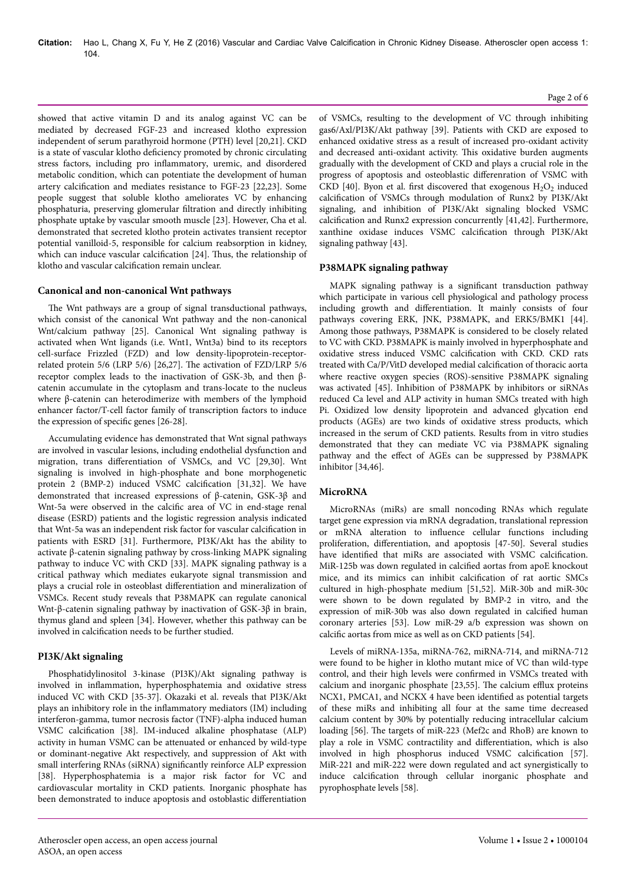showed that active vitamin D and its analog against VC can be mediated by decreased FGF-23 and increased klotho expression independent of serum parathyroid hormone (PTH) level [20,21]. CKD is a state of vascular klotho deficiency promoted by chronic circulating stress factors, including pro inflammatory, uremic, and disordered metabolic condition, which can potentiate the development of human artery calcification and mediates resistance to FGF-23 [22,23]. Some people suggest that soluble klotho ameliorates VC by enhancing phosphaturia, preserving glomerular filtration and directly inhibiting phosphate uptake by vascular smooth muscle [23]. However, Cha et al. demonstrated that secreted klotho protein activates transient receptor potential vanilloid-5, responsible for calcium reabsorption in kidney, which can induce vascular calcification [24]. Thus, the relationship of klotho and vascular calcification remain unclear.

### Canonical and non-canonical Wnt pathways

The Wnt pathways are a group of signal transductional pathways, which consist of the canonical Wnt pathway and the non-canonical Wnt/calcium pathway [25]. Canonical Wnt signaling pathway is activated when Wnt ligands (i.e. Wnt1, Wnt3a) bind to its receptors cell-surface Frizzled (FZD) and low density-lipoprotein-receptor-related protein 5/6 (LRP 5/6) [26,27]. The activation of FZD/LRP 5/6 receptor complex leads to the inactivation of GSK-3b, and then β-catenin accumulate in the cytoplasm and trans-locate to the nucleus where β-catenin can heterodimerize with members of the lymphoid enhancer factor/T-cell factor family of transcription factors to induce the expression of specific genes [26-28].

Accumulating evidence has demonstrated that Wnt signal pathways are involved in vascular lesions, including endothelial dysfunction and migration, trans differentiation of VSMCs, and VC [29,30]. Wnt signaling is involved in high-phosphate and bone morphogenetic protein 2 (BMP-2) induced VSMC calcification [31,32]. We have demonstrated that increased expressions of β-catenin, GSK-3β and Wnt-5a were observed in the calcific area of VC in end-stage renal disease (ESRD) patients and the logistic regression analysis indicated that Wnt-5a was an independent risk factor for vascular calcification in patients with ESRD [31]. Furthermore, PI3K/Akt has the ability to activate β-catenin signaling pathway by cross-linking MAPK signaling pathway to induce VC with CKD [33]. MAPK signaling pathway is a critical pathway which mediates eukaryote signal transmission and plays a crucial role in osteoblast differentiation and mineralization of VSMCs. Recent study reveals that P38MAPK can regulate canonical Wnt-β-catenin signaling pathway by inactivation of GSK-3β in brain, thymus gland and spleen [34]. However, whether this pathway can be involved in calcification needs to be further studied.

### PI3K/Akt signaling

Phosphatidylinositol 3-kinase (PI3K)/Akt signaling pathway is involved in inflammation, hyperphosphatemia and oxidative stress induced VC with CKD [35-37]. Okazaki et al. reveals that PI3K/Akt plays an inhibitory role in the inflammatory mediators (IM) including interferon-gamma, tumor necrosis factor (TNF)-alpha induced human VSMC calcification [38]. IM-induced alkaline phosphatase (ALP) activity in human VSMC can be attenuated or enhanced by wild-type or dominant-negative Akt respectively, and suppression of Akt with small interfering RNAs (siRNA) significantly reinforce ALP expression [38]. Hyperphosphatemia is a major risk factor for VC and cardiovascular mortality in CKD patients. Inorganic phosphate has been demonstrated to induce apoptosis and ostoblastic differentiation of VSMCs, resulting to the development of VC through inhibiting gas6/Axl/PI3K/Akt pathway [39]. Patients with CKD are exposed to enhanced oxidative stress as a result of increased pro-oxidant activity and decreased anti-oxidant activity. This oxidative burden augments gradually with the development of CKD and plays a crucial role in the progress of apoptosis and osteoblastic differenration of VSMC with CKD [40]. Byon et al. first discovered that exogenous $H_2O_2$ induced calcification of VSMCs through modulation of Runx2 by PI3K/Akt signaling, and inhibition of PI3K/Akt signaling blocked VSMC calcification and Runx2 expression concurrently [41,42]. Furthermore, xanthine oxidase induces VSMC calcification through PI3K/Akt signaling pathway [43].

### P38MAPK signaling pathway

MAPK signaling pathway is a significant transduction pathway which participate in various cell physiological and pathology process including growth and differentiation. It mainly consists of four pathways covering ERK, JNK, P38MAPK, and ERK5/BMK1 [44]. Among those pathways, P38MAPK is considered to be closely related to VC with CKD. P38MAPK is mainly involved in hyperphosphate and oxidative stress induced VSMC calcification with CKD. CKD rats treated with Ca/P/VitD developed medial calcification of thoracic aorta where reactive oxygen species (ROS)-sensitive P38MAPK signaling was activated [45]. Inhibition of P38MAPK by inhibitors or siRNAs reduced Ca level and ALP activity in human SMCs treated with high Pi. Oxidized low density lipoprotein and advanced glycation end products (AGEs) are two kinds of oxidative stress products, which increased in the serum of CKD patients. Results from in vitro studies demonstrated that they can mediate VC via P38MAPK signaling pathway and the effect of AGEs can be suppressed by P38MAPK inhibitor [34,46].

### MicroRNA

MicroRNAs (miRs) are small noncoding RNAs which regulate target gene expression via mRNA degradation, translational repression or mRNA alteration to influence cellular functions including proliferation, differentiation, and apoptosis [47-50]. Several studies have identified that miRs are associated with VSMC calcification. MiR-125b was down regulated in calcified aortas from apoE knockout mice, and its mimics can inhibit calcification of rat aortic SMCs cultured in high-phosphate medium [51,52]. MiR-30b and miR-30c were shown to be down regulated by BMP-2 in vitro, and the expression of miR-30b was also down regulated in calcified human coronary arteries [53]. Low miR-29 a/b expression was shown on calcific aortas from mice as well as on CKD patients [54].

Levels of miRNA-135a, miRNA-762, miRNA-714, and miRNA-712 were found to be higher in klotho mutant mice of VC than wild-type control, and their high levels were confirmed in VSMCs treated with calcium and inorganic phosphate [23,55]. The calcium efflux proteins NCX1, PMCA1, and NCKX 4 have been identified as potential targets of these miRs and inhibiting all four at the same time decreased calcium content by 30% by potentially reducing intracellular calcium loading [56]. The targets of miR-223 (Mef2c and RhoB) are known to play a role in VSMC contractility and differentiation, which is also involved in high phosphorus induced VSMC calcification [57]. MiR-221 and miR-222 were down regulated and act synergistically to induce calcification through cellular inorganic phosphate and pyrophosphate levels [58].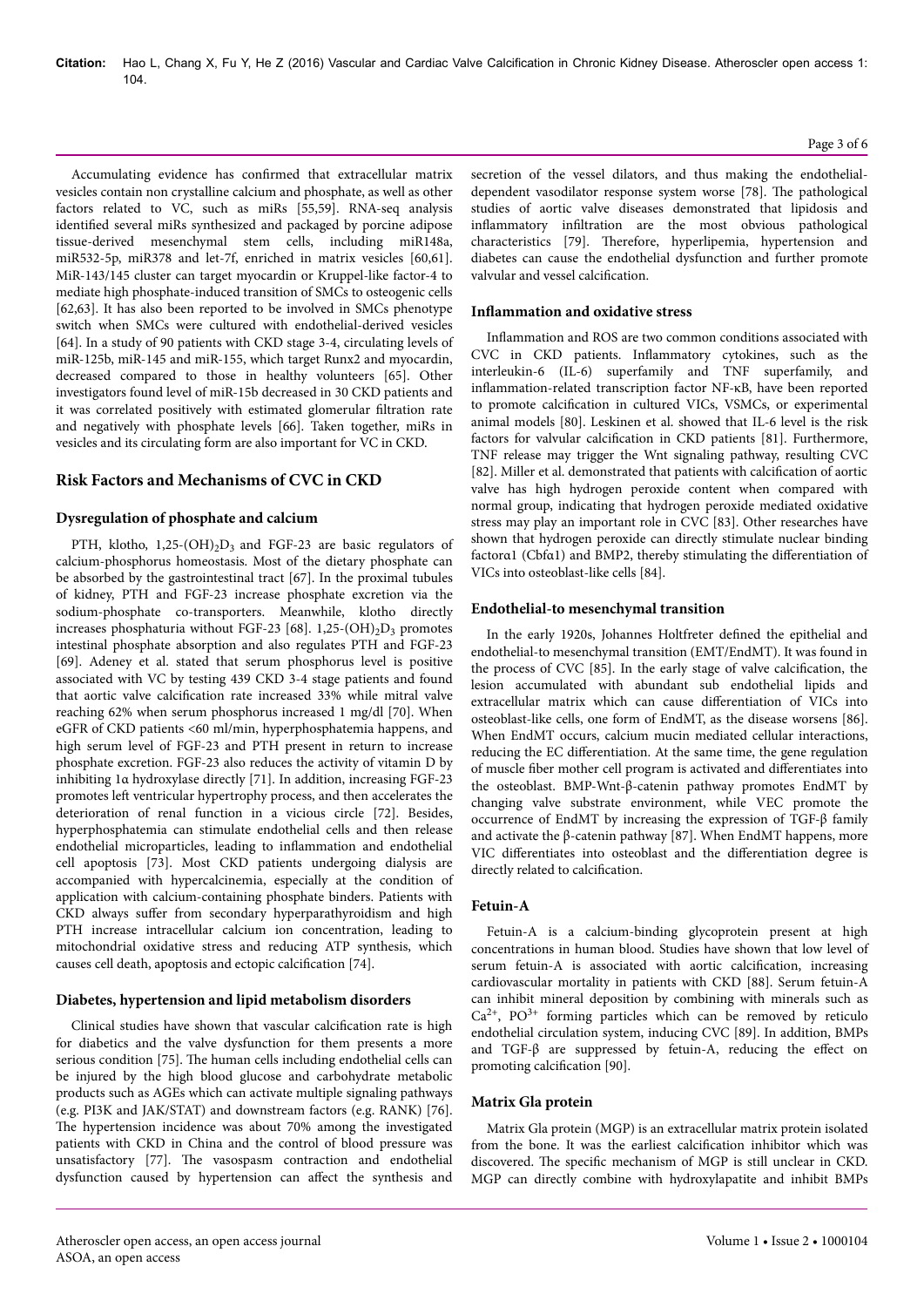Accumulating evidence has confirmed that extracellular matrix vesicles contain non crystalline calcium and phosphate, as well as other factors related to VC, such as miRs [55,59]. RNA-seq analysis identified several miRs synthesized and packaged by porcine adipose tissue-derived mesenchymal stem cells, including miR148a, miR532-5p, miR378 and let-7f, enriched in matrix vesicles [60,61]. MiR-143/145 cluster can target myocardin or Kruppel-like factor-4 to mediate high phosphate-induced transition of SMCs to osteogenic cells [62,63]. It has also been reported to be involved in SMCs phenotype switch when SMCs were cultured with endothelial-derived vesicles [64]. In a study of 90 patients with CKD stage 3-4, circulating levels of miR-125b, miR-145 and miR-155, which target Runx2 and myocardin, decreased compared to those in healthy volunteers [65]. Other investigators found level of miR-15b decreased in 30 CKD patients and it was correlated positively with estimated glomerular filtration rate and negatively with phosphate levels [66]. Taken together, miRs in vesicles and its circulating form are also important for VC in CKD.

## Risk Factors and Mechanisms of CVC in CKD

### Dysregulation of phosphate and calcium

PTH, klotho, 1,25-$(OH)_2D_3$ and FGF-23 are basic regulators of calcium-phosphorus homeostasis. Most of the dietary phosphate can be absorbed by the gastrointestinal tract [67]. In the proximal tubules of kidney, PTH and FGF-23 increase phosphate excretion via the sodium-phosphate co-transporters. Meanwhile, klotho directly increases phosphaturia without FGF-23 [68]. 1,25-$(OH)_2D_3$ promotes intestinal phosphate absorption and also regulates PTH and FGF-23 [69]. Adeney et al. stated that serum phosphorus level is positive associated with VC by testing 439 CKD 3-4 stage patients and found that aortic valve calcification rate increased 33% while mitral valve reaching 62% when serum phosphorus increased 1 mg/dl [70]. When eGFR of CKD patients <60 ml/min, hyperphosphatemia happens, and high serum level of FGF-23 and PTH present in return to increase phosphate excretion. FGF-23 also reduces the activity of vitamin D by inhibiting 1α hydroxylase directly [71]. In addition, increasing FGF-23 promotes left ventricular hypertrophy process, and then accelerates the deterioration of renal function in a vicious circle [72]. Besides, hyperphosphatemia can stimulate endothelial cells and then release endothelial microparticles, leading to inflammation and endothelial cell apoptosis [73]. Most CKD patients undergoing dialysis are accompanied with hypercalcinemia, especially at the condition of application with calcium-containing phosphate binders. Patients with CKD always suffer from secondary hyperparathyroidism and high PTH increase intracellular calcium ion concentration, leading to mitochondrial oxidative stress and reducing ATP synthesis, which causes cell death, apoptosis and ectopic calcification [74].

### Diabetes, hypertension and lipid metabolism disorders

Clinical studies have shown that vascular calcification rate is high for diabetics and the valve dysfunction for them presents a more serious condition [75]. The human cells including endothelial cells can be injured by the high blood glucose and carbohydrate metabolic products such as AGEs which can activate multiple signaling pathways (e.g. PI3K and JAK/STAT) and downstream factors (e.g. RANK) [76]. The hypertension incidence was about 70% among the investigated patients with CKD in China and the control of blood pressure was unsatisfactory [77]. The vasospasm contraction and endothelial dysfunction caused by hypertension can affect the synthesis and secretion of the vessel dilators, and thus making the endothelial-dependent vasodilator response system worse [78]. The pathological studies of aortic valve diseases demonstrated that lipidosis and inflammatory infiltration are the most obvious pathological characteristics [79]. Therefore, hyperlipemia, hypertension and diabetes can cause the endothelial dysfunction and further promote valvular and vessel calcification.

### Inflammation and oxidative stress

Inflammation and ROS are two common conditions associated with CVC in CKD patients. Inflammatory cytokines, such as the interleukin-6 (IL-6) superfamily and TNF superfamily, and inflammation-related transcription factor NF-κB, have been reported to promote calcification in cultured VICs, VSMCs, or experimental animal models [80]. Leskinen et al. showed that IL-6 level is the risk factors for valvular calcification in CKD patients [81]. Furthermore, TNF release may trigger the Wnt signaling pathway, resulting CVC [82]. Miller et al. demonstrated that patients with calcification of aortic valve has high hydrogen peroxide content when compared with normal group, indicating that hydrogen peroxide mediated oxidative stress may play an important role in CVC [83]. Other researches have shown that hydrogen peroxide can directly stimulate nuclear binding factorα1 (Cbfα1) and BMP2, thereby stimulating the differentiation of VICs into osteoblast-like cells [84].

### Endothelial-to mesenchymal transition

In the early 1920s, Johannes Holtfreter defined the epithelial and endothelial-to mesenchymal transition (EMT/EndMT). It was found in the process of CVC [85]. In the early stage of valve calcification, the lesion accumulated with abundant sub endothelial lipids and extracellular matrix which can cause differentiation of VICs into osteoblast-like cells, one form of EndMT, as the disease worsens [86]. When EndMT occurs, calcium mucin mediated cellular interactions, reducing the EC differentiation. At the same time, the gene regulation of muscle fiber mother cell program is activated and differentiates into the osteoblast. BMP-Wnt-β-catenin pathway promotes EndMT by changing valve substrate environment, while VEC promote the occurrence of EndMT by increasing the expression of TGF-β family and activate the β-catenin pathway [87]. When EndMT happens, more VIC differentiates into osteoblast and the differentiation degree is directly related to calcification.

### Fetuin-A

Fetuin-A is a calcium-binding glycoprotein present at high concentrations in human blood. Studies have shown that low level of serum fetuin-A is associated with aortic calcification, increasing cardiovascular mortality in patients with CKD [88]. Serum fetuin-A can inhibit mineral deposition by combining with minerals such as $Ca^{2+}$, $PO^{3+}$ forming particles which can be removed by reticulo endothelial circulation system, inducing CVC [89]. In addition, BMPs and TGF-β are suppressed by fetuin-A, reducing the effect on promoting calcification [90].

### Matrix Gla protein

Matrix Gla protein (MGP) is an extracellular matrix protein isolated from the bone. It was the earliest calcification inhibitor which was discovered. The specific mechanism of MGP is still unclear in CKD. MGP can directly combine with hydroxylapatite and inhibit BMPs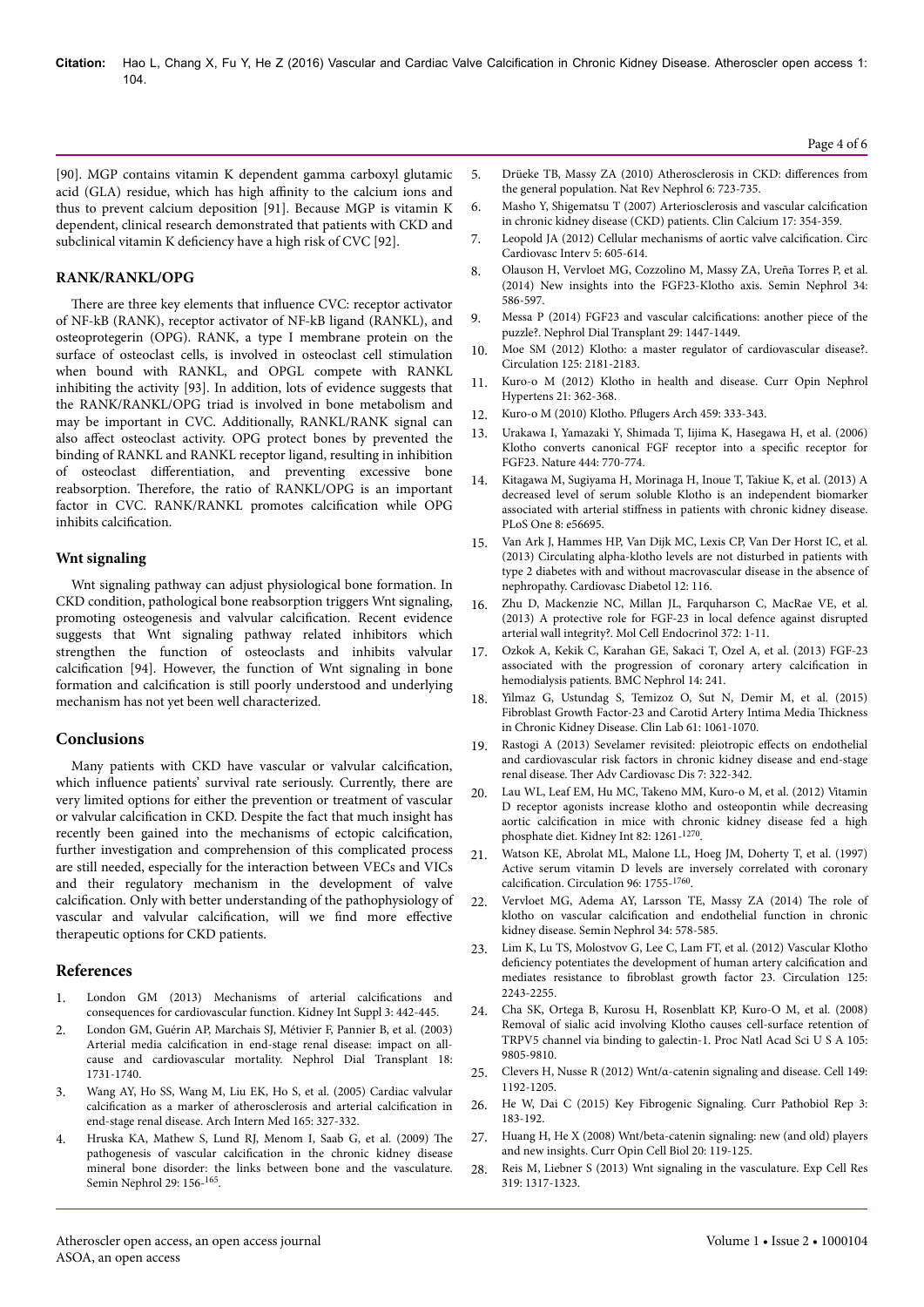[90]. MGP contains vitamin K dependent gamma carboxyl glutamic acid (GLA) residue, which has high affinity to the calcium ions and thus to prevent calcium deposition [91]. Because MGP is vitamin K dependent, clinical research demonstrated that patients with CKD and subclinical vitamin K deficiency have a high risk of CVC [92].

## RANK/RANKL/OPG

There are three key elements that influence CVC: receptor activator of NF-kB (RANK), receptor activator of NF-kB ligand (RANKL), and osteoprotegerin (OPG). RANK, a type I membrane protein on the surface of osteoclast cells, is involved in osteoclast cell stimulation when bound with RANKL, and OPGL compete with RANKL inhibiting the activity [93]. In addition, lots of evidence suggests that the RANK/RANKL/OPG triad is involved in bone metabolism and may be important in CVC. Additionally, RANKL/RANK signal can also affect osteoclast activity. OPG protect bones by prevented the binding of RANKL and RANKL receptor ligand, resulting in inhibition of osteoclast differentiation, and preventing excessive bone reabsorption. Therefore, the ratio of RANKL/OPG is an important factor in CVC. RANK/RANKL promotes calcification while OPG inhibits calcification.

## Wnt signaling

Wnt signaling pathway can adjust physiological bone formation. In CKD condition, pathological bone reabsorption triggers Wnt signaling, promoting osteogenesis and valvular calcification. Recent evidence suggests that Wnt signaling pathway related inhibitors which strengthen the function of osteoclasts and inhibits valvular calcification [94]. However, the function of Wnt signaling in bone formation and calcification is still poorly understood and underlying mechanism has not yet been well characterized.

## Conclusions

Many patients with CKD have vascular or valvular calcification, which influence patients' survival rate seriously. Currently, there are very limited options for either the prevention or treatment of vascular or valvular calcification in CKD. Despite the fact that much insight has recently been gained into the mechanisms of ectopic calcification, further investigation and comprehension of this complicated process are still needed, especially for the interaction between VECs and VICs and their regulatory mechanism in the development of valve calcification. Only with better understanding of the pathophysiology of vascular and valvular calcification, will we find more effective therapeutic options for CKD patients.

## References

1. London GM (2013) Mechanisms of arterial calcifications and consequences for cardiovascular function. Kidney Int Suppl 3: 442-445.
2. London GM, Guérin AP, Marchais SJ, Métivier F, Pannier B, et al. (2003) Arterial media calcification in end-stage renal disease: impact on all-cause and cardiovascular mortality. Nephrol Dial Transplant 18: 1731-1740.
3. Wang AY, Ho SS, Wang M, Liu EK, Ho S, et al. (2005) Cardiac valvular calcification as a marker of atherosclerosis and arterial calcification in end-stage renal disease. Arch Intern Med 165: 327-332.
4. Hruska KA, Mathew S, Lund RJ, Menom I, Saab G, et al. (2009) The pathogenesis of vascular calcification in the chronic kidney disease mineral bone disorder: the links between bone and the vasculature. Semin Nephrol 29: 156-165.
5. Drüeke TB, Massy ZA (2010) Atherosclerosis in CKD: differences from the general population. Nat Rev Nephrol 6: 723-735.
6. Masho Y, Shigematsu T (2007) Arteriosclerosis and vascular calcification in chronic kidney disease (CKD) patients. Clin Calcium 17: 354-359.
7. Leopold JA (2012) Cellular mechanisms of aortic valve calcification. Circ Cardiovasc Interv 5: 605-614.
8. Olauson H, Vervloet MG, Cozzolino M, Massy ZA, Ureña Torres P, et al. (2014) New insights into the FGF23-Klotho axis. Semin Nephrol 34: 586-597.
9. Messa P (2014) FGF23 and vascular calcifications: another piece of the puzzle?. Nephrol Dial Transplant 29: 1447-1449.
10. Moe SM (2012) Klotho: a master regulator of cardiovascular disease?. Circulation 125: 2181-2183.
11. Kuro-o M (2012) Klotho in health and disease. Curr Opin Nephrol Hypertens 21: 362-368.
12. Kuro-o M (2010) Klotho. Pflugers Arch 459: 333-343.
13. Urakawa I, Yamazaki Y, Shimada T, Iijima K, Hasegawa H, et al. (2006) Klotho converts canonical FGF receptor into a specific receptor for FGF23. Nature 444: 770-774.
14. Kitagawa M, Sugiyama H, Morinaga H, Inoue T, Takiue K, et al. (2013) A decreased level of serum soluble Klotho is an independent biomarker associated with arterial stiffness in patients with chronic kidney disease. PLoS One 8: e56695.
15. Van Ark J, Hammes HP, Van Dijk MC, Lexis CP, Van Der Horst IC, et al. (2013) Circulating alpha-klotho levels are not disturbed in patients with type 2 diabetes with and without macrovascular disease in the absence of nephropathy. Cardiovasc Diabetol 12: 116.
16. Zhu D, Mackenzie NC, Millan JL, Farquharson C, MacRae VE, et al. (2013) A protective role for FGF-23 in local defence against disrupted arterial wall integrity?. Mol Cell Endocrinol 372: 1-11.
17. Ozkok A, Kekik C, Karahan GE, Sakaci T, Ozel A, et al. (2013) FGF-23 associated with the progression of coronary artery calcification in hemodialysis patients. BMC Nephrol 14: 241.
18. Yilmaz G, Ustundag S, Temizoz O, Sut N, Demir M, et al. (2015) Fibroblast Growth Factor-23 and Carotid Artery Intima Media Thickness in Chronic Kidney Disease. Clin Lab 61: 1061-1070.
19. Rastogi A (2013) Sevelamer revisited: pleiotropic effects on endothelial and cardiovascular risk factors in chronic kidney disease and end-stage renal disease. Ther Adv Cardiovasc Dis 7: 322-342.
20. Lau WL, Leaf EM, Hu MC, Takeno MM, Kuro-o M, et al. (2012) Vitamin D receptor agonists increase klotho and osteopontin while decreasing aortic calcification in mice with chronic kidney disease fed a high phosphate diet. Kidney Int 82: 1261-1270.
21. Watson KE, Abrolat ML, Malone LL, Hoeg JM, Doherty T, et al. (1997) Active serum vitamin D levels are inversely correlated with coronary calcification. Circulation 96: 1755-1760.
22. Vervloet MG, Adema AY, Larsson TE, Massy ZA (2014) The role of klotho on vascular calcification and endothelial function in chronic kidney disease. Semin Nephrol 34: 578-585.
23. Lim K, Lu TS, Molostvov G, Lee C, Lam FT, et al. (2012) Vascular Klotho deficiency potentiates the development of human artery calcification and mediates resistance to fibroblast growth factor 23. Circulation 125: 2243-2255.
24. Cha SK, Ortega B, Kurosu H, Rosenblatt KP, Kuro-O M, et al. (2008) Removal of sialic acid involving Klotho causes cell-surface retention of TRPV5 channel via binding to galectin-1. Proc Natl Acad Sci U S A 105: 9805-9810.
25. Clevers H, Nusse R (2012) Wnt/α-catenin signaling and disease. Cell 149: 1192-1205.
26. He W, Dai C (2015) Key Fibrogenic Signaling. Curr Pathobiol Rep 3: 183-192.
27. Huang H, He X (2008) Wnt/beta-catenin signaling: new (and old) players and new insights. Curr Opin Cell Biol 20: 119-125.
28. Reis M, Liebner S (2013) Wnt signaling in the vasculature. Exp Cell Res 319: 1317-1323.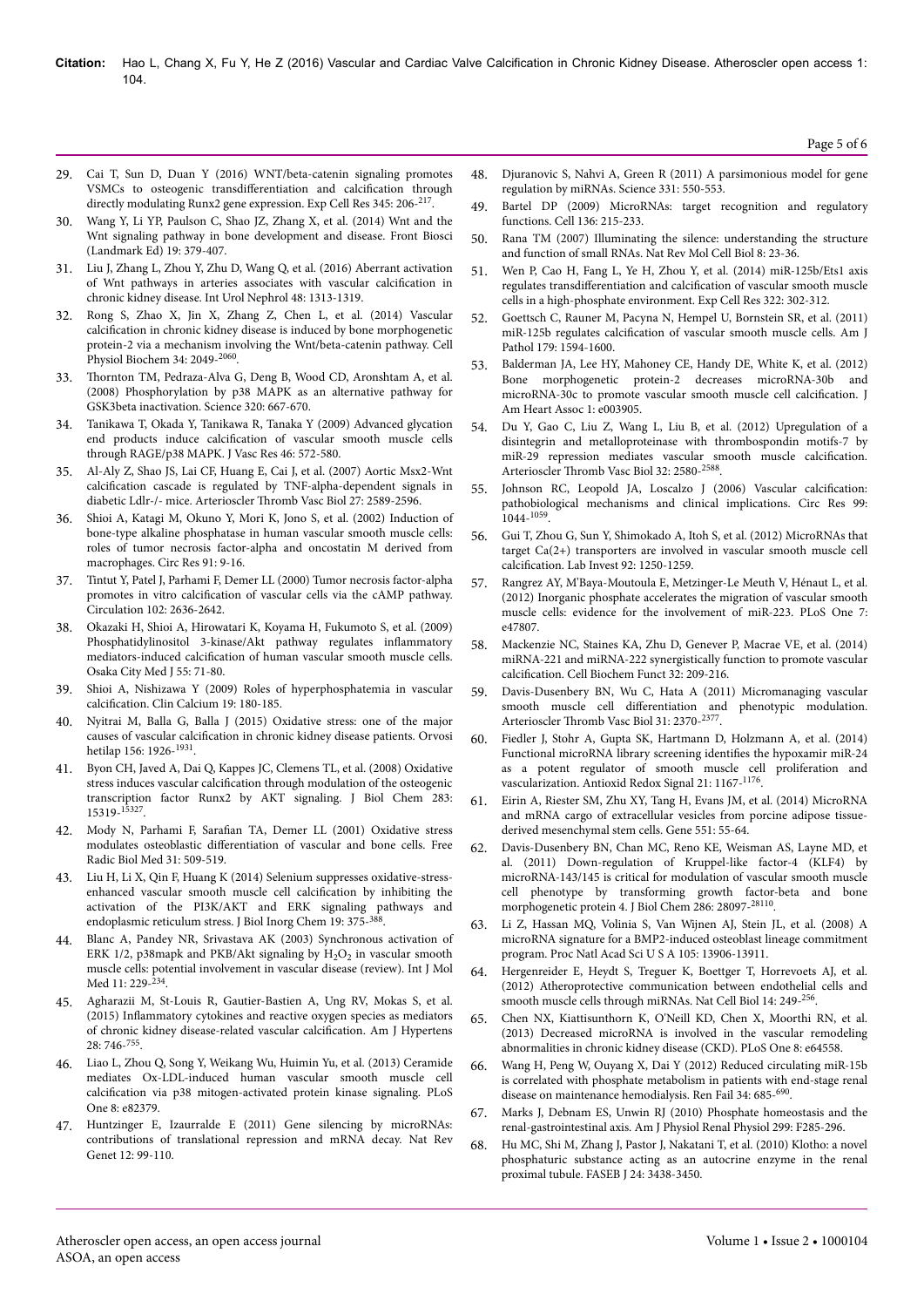29. Cai T, Sun D, Duan Y (2016) WNT/beta-catenin signaling promotes VSMCs to osteogenic transdifferentiation and calcification through directly modulating Runx2 gene expression. Exp Cell Res 345: 206-217.
30. Wang Y, Li YP, Paulson C, Shao JZ, Zhang X, et al. (2014) Wnt and the Wnt signaling pathway in bone development and disease. Front Biosci (Landmark Ed) 19: 379-407.
31. Liu J, Zhang L, Zhou Y, Zhu D, Wang Q, et al. (2016) Aberrant activation of Wnt pathways in arteries associates with vascular calcification in chronic kidney disease. Int Urol Nephrol 48: 1313-1319.
32. Rong S, Zhao X, Jin X, Zhang Z, Chen L, et al. (2014) Vascular calcification in chronic kidney disease is induced by bone morphogenetic protein-2 via a mechanism involving the Wnt/beta-catenin pathway. Cell Physiol Biochem 34: 2049-2060.
33. Thornton TM, Pedraza-Alva G, Deng B, Wood CD, Aronshtam A, et al. (2008) Phosphorylation by p38 MAPK as an alternative pathway for GSK3beta inactivation. Science 320: 667-670.
34. Tanikawa T, Okada Y, Tanikawa R, Tanaka Y (2009) Advanced glycation end products induce calcification of vascular smooth muscle cells through RAGE/p38 MAPK. J Vasc Res 46: 572-580.
35. Al-Aly Z, Shao JS, Lai CF, Huang E, Cai J, et al. (2007) Aortic Msx2-Wnt calcification cascade is regulated by TNF-alpha-dependent signals in diabetic Ldlr-/- mice. Arterioscler Thromb Vasc Biol 27: 2589-2596.
36. Shioi A, Katagi M, Okuno Y, Mori K, Jono S, et al. (2002) Induction of bone-type alkaline phosphatase in human vascular smooth muscle cells: roles of tumor necrosis factor-alpha and oncostatin M derived from macrophages. Circ Res 91: 9-16.
37. Tintut Y, Patel J, Parhami F, Demer LL (2000) Tumor necrosis factor-alpha promotes in vitro calcification of vascular cells via the cAMP pathway. Circulation 102: 2636-2642.
38. Okazaki H, Shioi A, Hirowatari K, Koyama H, Fukumoto S, et al. (2009) Phosphatidylinositol 3-kinase/Akt pathway regulates inflammatory mediators-induced calcification of human vascular smooth muscle cells. Osaka City Med J 55: 71-80.
39. Shioi A, Nishizawa Y (2009) Roles of hyperphosphatemia in vascular calcification. Clin Calcium 19: 180-185.
40. Nyitrai M, Balla G, Balla J (2015) Oxidative stress: one of the major causes of vascular calcification in chronic kidney disease patients. Orvosi hetilap 156: 1926-1931.
41. Byon CH, Javed A, Dai Q, Kappes JC, Clemens TL, et al. (2008) Oxidative stress induces vascular calcification through modulation of the osteogenic transcription factor Runx2 by AKT signaling. J Biol Chem 283: 15319-15327.
42. Mody N, Parhami F, Sarafian TA, Demer LL (2001) Oxidative stress modulates osteoblastic differentiation of vascular and bone cells. Free Radic Biol Med 31: 509-519.
43. Liu H, Li X, Qin F, Huang K (2014) Selenium suppresses oxidative-stress-enhanced vascular smooth muscle cell calcification by inhibiting the activation of the PI3K/AKT and ERK signaling pathways and endoplasmic reticulum stress. J Biol Inorg Chem 19: 375-388.
44. Blanc A, Pandey NR, Srivastava AK (2003) Synchronous activation of ERK 1/2, p38mapk and PKB/Akt signaling by $H_2O_2$ in vascular smooth muscle cells: potential involvement in vascular disease (review). Int J Mol Med 11: 229-234.
45. Agharazii M, St-Louis R, Gautier-Bastien A, Ung RV, Mokas S, et al. (2015) Inflammatory cytokines and reactive oxygen species as mediators of chronic kidney disease-related vascular calcification. Am J Hypertens 28: 746-755.
46. Liao L, Zhou Q, Song Y, Weikang Wu, Huimin Yu, et al. (2013) Ceramide mediates Ox-LDL-induced human vascular smooth muscle cell calcification via p38 mitogen-activated protein kinase signaling. PLoS One 8: e82379.
47. Huntzinger E, Izaurralde E (2011) Gene silencing by microRNAs: contributions of translational repression and mRNA decay. Nat Rev Genet 12: 99-110.
48. Djuranovic S, Nahvi A, Green R (2011) A parsimonious model for gene regulation by miRNAs. Science 331: 550-553.
49. Bartel DP (2009) MicroRNAs: target recognition and regulatory functions. Cell 136: 215-233.
50. Rana TM (2007) Illuminating the silence: understanding the structure and function of small RNAs. Nat Rev Mol Cell Biol 8: 23-36.
51. Wen P, Cao H, Fang L, Ye H, Zhou Y, et al. (2014) miR-125b/Ets1 axis regulates transdifferentiation and calcification of vascular smooth muscle cells in a high-phosphate environment. Exp Cell Res 322: 302-312.
52. Goettsch C, Rauner M, Pacyna N, Hempel U, Bornstein SR, et al. (2011) miR-125b regulates calcification of vascular smooth muscle cells. Am J Pathol 179: 1594-1600.
53. Balderman JA, Lee HY, Mahoney CE, Handy DE, White K, et al. (2012) Bone morphogenetic protein-2 decreases microRNA-30b and microRNA-30c to promote vascular smooth muscle cell calcification. J Am Heart Assoc 1: e003905.
54. Du Y, Gao C, Liu Z, Wang L, Liu B, et al. (2012) Upregulation of a disintegrin and metalloproteinase with thrombospondin motifs-7 by miR-29 repression mediates vascular smooth muscle calcification. Arterioscler Thromb Vasc Biol 32: 2580-2588.
55. Johnson RC, Leopold JA, Loscalzo J (2006) Vascular calcification: pathobiological mechanisms and clinical implications. Circ Res 99: 1044-1059.
56. Gui T, Zhou G, Sun Y, Shimokado A, Itoh S, et al. (2012) MicroRNAs that target Ca(2+) transporters are involved in vascular smooth muscle cell calcification. Lab Invest 92: 1250-1259.
57. Rangrez AY, M'Baya-Moutoula E, Metzinger-Le Meuth V, Hénaut L, et al. (2012) Inorganic phosphate accelerates the migration of vascular smooth muscle cells: evidence for the involvement of miR-223. PLoS One 7: e47807.
58. Mackenzie NC, Staines KA, Zhu D, Genever P, Macrae VE, et al. (2014) miRNA-221 and miRNA-222 synergistically function to promote vascular calcification. Cell Biochem Funct 32: 209-216.
59. Davis-Dusenbery BN, Wu C, Hata A (2011) Micromanaging vascular smooth muscle cell differentiation and phenotypic modulation. Arterioscler Thromb Vasc Biol 31: 2370-2377.
60. Fiedler J, Stohr A, Gupta SK, Hartmann D, Holzmann A, et al. (2014) Functional microRNA library screening identifies the hypoxamir miR-24 as a potent regulator of smooth muscle cell proliferation and vascularization. Antioxid Redox Signal 21: 1167-1176.
61. Eirin A, Riester SM, Zhu XY, Tang H, Evans JM, et al. (2014) MicroRNA and mRNA cargo of extracellular vesicles from porcine adipose tissue-derived mesenchymal stem cells. Gene 551: 55-64.
62. Davis-Dusenbery BN, Chan MC, Reno KE, Weisman AS, Layne MD, et al. (2011) Down-regulation of Kruppel-like factor-4 (KLF4) by microRNA-143/145 is critical for modulation of vascular smooth muscle cell phenotype by transforming growth factor-beta and bone morphogenetic protein 4. J Biol Chem 286: 28097-28110.
63. Li Z, Hassan MQ, Volinia S, Van Wijnen AJ, Stein JL, et al. (2008) A microRNA signature for a BMP2-induced osteoblast lineage commitment program. Proc Natl Acad Sci U S A 105: 13906-13911.
64. Hergenreider E, Heydt S, Treguer K, Boettger T, Horrevoets AJ, et al. (2012) Atheroprotective communication between endothelial cells and smooth muscle cells through miRNAs. Nat Cell Biol 14: 249-256.
65. Chen NX, Kiattisunthorn K, O'Neill KD, Chen X, Moorthi RN, et al. (2013) Decreased microRNA is involved in the vascular remodeling abnormalities in chronic kidney disease (CKD). PLoS One 8: e64558.
66. Wang H, Peng W, Ouyang X, Dai Y (2012) Reduced circulating miR-15b is correlated with phosphate metabolism in patients with end-stage renal disease on maintenance hemodialysis. Ren Fail 34: 685-690.
67. Marks J, Debnam ES, Unwin RJ (2010) Phosphate homeostasis and the renal-gastrointestinal axis. Am J Physiol Renal Physiol 299: F285-296.
68. Hu MC, Shi M, Zhang J, Pastor J, Nakatani T, et al. (2010) Klotho: a novel phosphaturic substance acting as an autocrine enzyme in the renal proximal tubule. FASEB J 24: 3438-3450.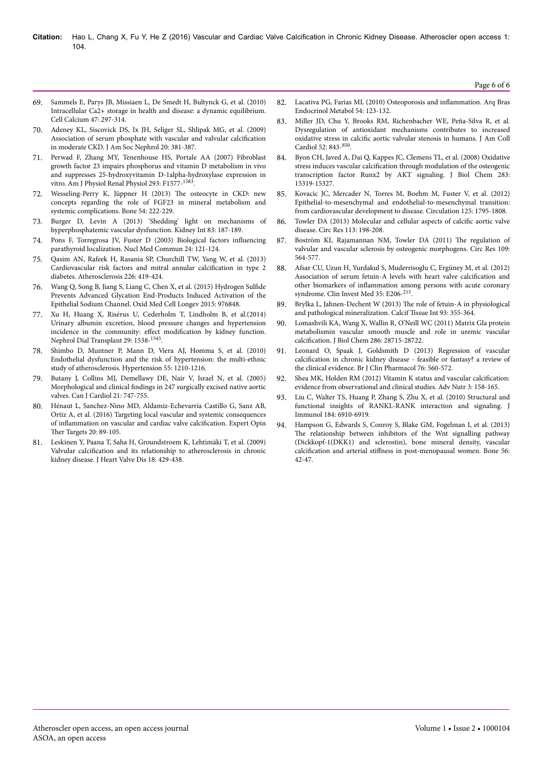69. Sammels E, Parys JB, Missiaen L, De Smedt H, Bultynck G, et al. (2010) Intracellular Ca2+ storage in health and disease: a dynamic equilibrium. Cell Calcium 47: 297-314.
70. Adeney KL, Siscovick DS, Ix JH, Seliger SL, Shlipak MG, et al. (2009) Association of serum phosphate with vascular and valvular calcification in moderate CKD. J Am Soc Nephrol 20: 381-387.
71. Perwad F, Zhang MY, Tenenhouse HS, Portale AA (2007) Fibroblast growth factor 23 impairs phosphorus and vitamin D metabolism in vivo and suppresses 25-hydroxyvitamin D-1alpha-hydroxylase expression in vitro. Am J Physiol Renal Physiol 293: F1577-1583.
72. Wesseling-Perry K, Jüppner H (2013) The osteocyte in CKD: new concepts regarding the role of FGF23 in mineral metabolism and systemic complications. Bone 54: 222-229.
73. Burger D, Levin A (2013) 'Shedding' light on mechanisms of hyperphosphatemic vascular dysfunction. Kidney Int 83: 187-189.
74. Pons F, Torregrosa JV, Fuster D (2003) Biological factors influencing parathyroid localization. Nucl Med Commun 24: 121-124.
75. Qasim AN, Rafeek H, Rasania SP, Churchill TW, Yang W, et al. (2013) Cardiovascular risk factors and mitral annular calcification in type 2 diabetes. Atherosclerosis 226: 419-424.
76. Wang Q, Song B, Jiang S, Liang C, Chen X, et al. (2015) Hydrogen Sulfide Prevents Advanced Glycation End-Products Induced Activation of the Epithelial Sodium Channel. Oxid Med Cell Longev 2015: 976848.
77. Xu H, Huang X, Risérus U, Cederholm T, Lindholm B, et al.(2014) Urinary albumin excretion, blood pressure changes and hypertension incidence in the community: effect modification by kidney function. Nephrol Dial Transplant 29: 1538-1545.
78. Shimbo D, Muntner P, Mann D, Viera AJ, Homma S, et al. (2010) Endothelial dysfunction and the risk of hypertension: the multi-ethnic study of atherosclerosis. Hypertension 55: 1210-1216.
79. Butany J, Collins MJ, Demellawy DE, Nair V, Israel N, et al. (2005) Morphological and clinical findings in 247 surgically excised native aortic valves. Can J Cardiol 21: 747-755.
80. Hénaut L, Sanchez-Nino MD, Aldamiz-Echevarría Castillo G, Sanz AB, Ortiz A, et al. (2016) Targeting local vascular and systemic consequences of inflammation on vascular and cardiac valve calcification. Expert Opin Ther Targets 20: 89-105.
81. Leskinen Y, Paana T, Saha H, Groundstroem K, Lehtimäki T, et al. (2009) Valvular calcification and its relationship to atherosclerosis in chronic kidney disease. J Heart Valve Dis 18: 429-438.
82. Lacativa PG, Farias ML (2010) Osteoporosis and inflammation. Arq Bras Endocrinol Metabol 54: 123-132.
83. Miller JD, Chu Y, Brooks RM, Richenbacher WE, Peña-Silva R, et al. Dysregulation of antioxidant mechanisms contributes to increased oxidative stress in calcific aortic valvular stenosis in humans. J Am Coll Cardiol 52: 843-850.
84. Byon CH, Javed A, Dai Q, Kappes JC, Clemens TL, et al. (2008) Oxidative stress induces vascular calcification through modulation of the osteogenic transcription factor Runx2 by AKT signaling. J Biol Chem 283: 15319-15327.
85. Kovacic JC, Mercader N, Torres M, Boehm M, Fuster V, et al. (2012) Epithelial-to-mesenchymal and endothelial-to-mesenchymal transition: from cardiovascular development to disease. Circulation 125: 1795-1808.
86. Towler DA (2013) Molecular and cellular aspects of calcific aortic valve disease. Circ Res 113: 198-208.
87. Boström KI, Rajamannan NM, Towler DA (2011) The regulation of valvular and vascular sclerosis by osteogenic morphogens. Circ Res 109: 564-577.
88. Afsar CU, Uzun H, Yurdakul S, Muderrisoglu C, Ergüney M, et al. (2012) Association of serum fetuin-A levels with heart valve calcification and other biomarkers of inflammation among persons with acute coronary syndrome. Clin Invest Med 35: E206-215.
89. Brylka L, Jahnen-Dechent W (2013) The role of fetuin-A in physiological and pathological mineralization. Calcif Tissue Int 93: 355-364.
90. Lomashvili KA, Wang X, Wallin R, O'Neill WC (2011) Matrix Gla protein metabolismin vascular smooth muscle and role in uremic vascular calcification. J Biol Chem 286: 28715-28722.
91. Leonard O, Spaak J, Goldsmith D (2013) Regression of vascular calcification in chronic kidney disease - feasible or fantasy? a review of the clinical evidence. Br J Clin Pharmacol 76: 560-572.
92. Shea MK, Holden RM (2012) Vitamin K status and vascular calcification: evidence from observational and clinical studies. Adv Nutr 3: 158-165.
93. Liu C, Walter TS, Huang P, Zhang S, Zhu X, et al. (2010) Structural and functional insights of RANKL-RANK interaction and signaling. J Immunol 184: 6910-6919.
94. Hampson G, Edwards S, Conroy S, Blake GM, Fogelman I, et al. (2013) The relationship between inhibitors of the Wnt signalling pathway (Dickkopf-1(DKK1) and sclerostin), bone mineral density, vascular calcification and arterial stiffness in post-menopausal women. Bone 56: 42-47.